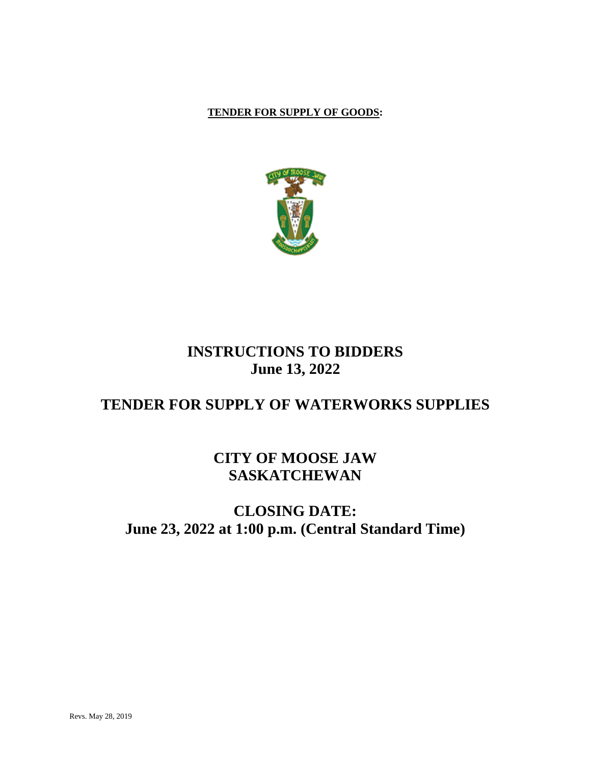**TENDER FOR SUPPLY OF GOODS:**

# INSTRUCTIONS TO BIDDERS
## June 13, 2022

# TENDER FOR SUPPLY OF WATERWORKS SUPPLIES

# CITY OF MOOSE JAW
# SASKATCHEWAN

# CLOSING DATE:
# June 23, 2022 at 1:00 p.m. (Central Standard Time)

Revs. May 28, 2019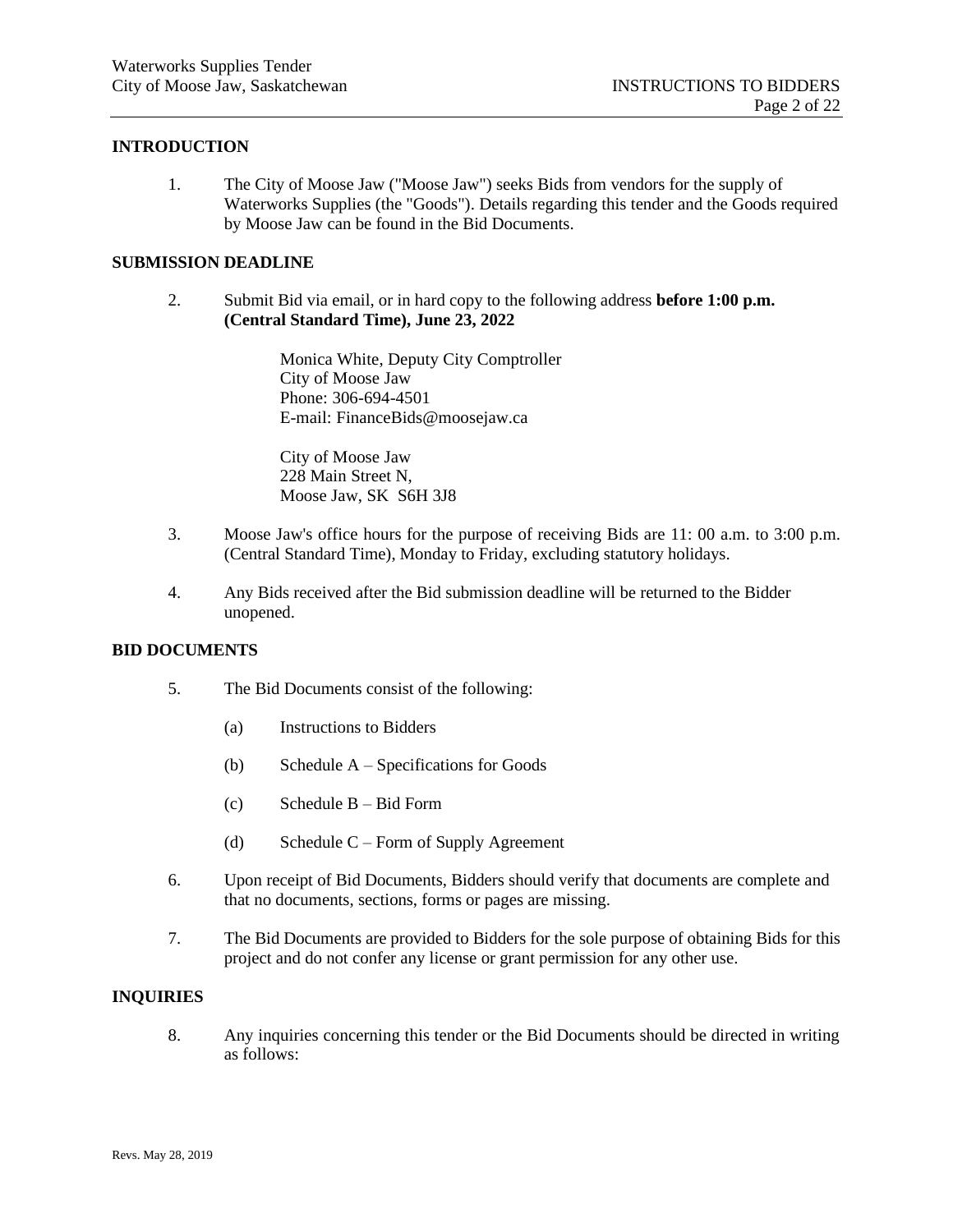## INTRODUCTION

1. The City of Moose Jaw ("Moose Jaw") seeks Bids from vendors for the supply of Waterworks Supplies (the "Goods"). Details regarding this tender and the Goods required by Moose Jaw can be found in the Bid Documents.

## SUBMISSION DEADLINE

2. Submit Bid via email, or in hard copy to the following address **before 1:00 p.m. (Central Standard Time), June 23, 2022**

   Monica White, Deputy City Comptroller
   City of Moose Jaw
   Phone: 306-694-4501
   E-mail: FinanceBids@moosejaw.ca

   City of Moose Jaw
   228 Main Street N,
   Moose Jaw, SK S6H 3J8

3. Moose Jaw's office hours for the purpose of receiving Bids are 11: 00 a.m. to 3:00 p.m. (Central Standard Time), Monday to Friday, excluding statutory holidays.

4. Any Bids received after the Bid submission deadline will be returned to the Bidder unopened.

## BID DOCUMENTS

5. The Bid Documents consist of the following:

   (a) Instructions to Bidders

   (b) Schedule A – Specifications for Goods

   (c) Schedule B – Bid Form

   (d) Schedule C – Form of Supply Agreement

6. Upon receipt of Bid Documents, Bidders should verify that documents are complete and that no documents, sections, forms or pages are missing.

7. The Bid Documents are provided to Bidders for the sole purpose of obtaining Bids for this project and do not confer any license or grant permission for any other use.

## INQUIRIES

8. Any inquiries concerning this tender or the Bid Documents should be directed in writing as follows: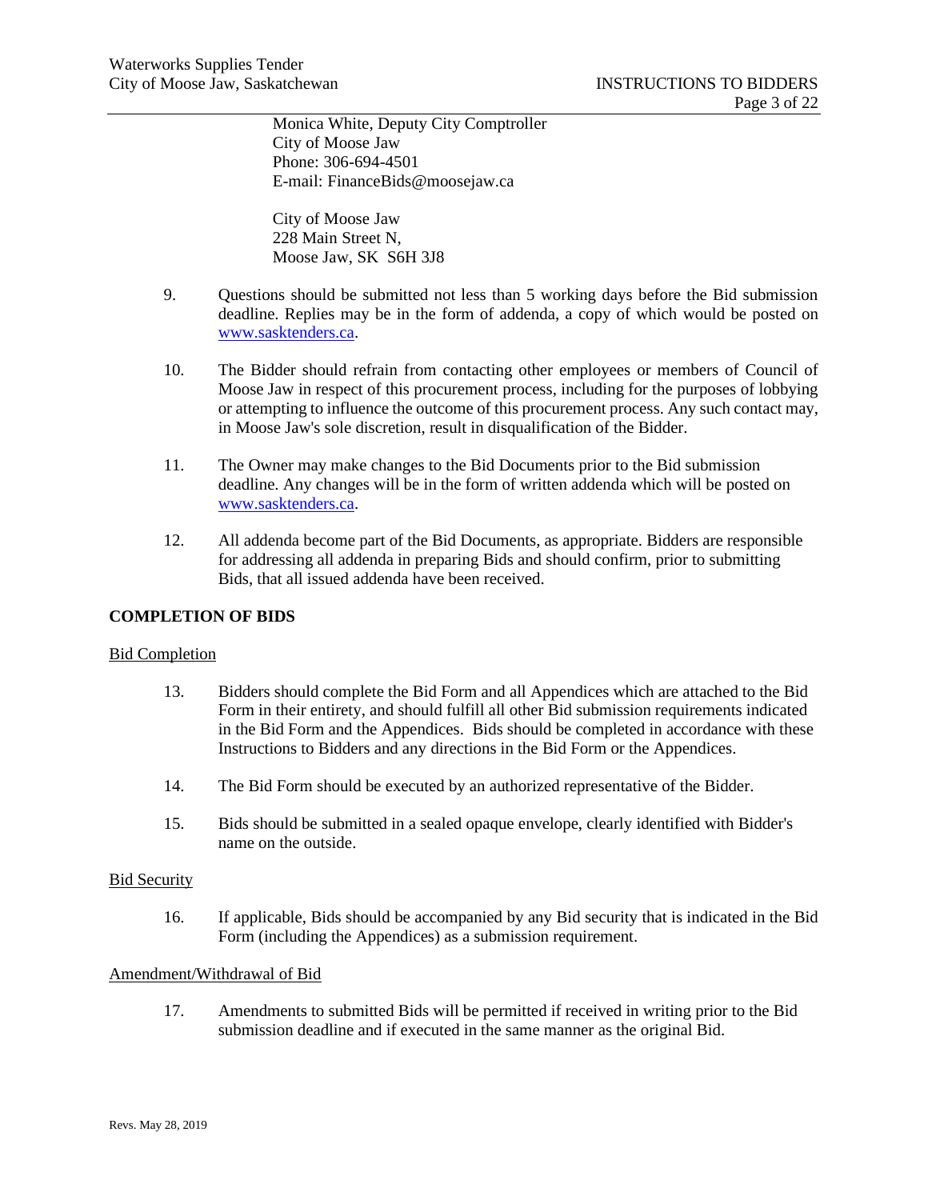Monica White, Deputy City Comptroller
City of Moose Jaw
Phone: 306-694-4501
E-mail: FinanceBids@moosejaw.ca

City of Moose Jaw
228 Main Street N,
Moose Jaw, SK S6H 3J8

9. Questions should be submitted not less than 5 working days before the Bid submission deadline. Replies may be in the form of addenda, a copy of which would be posted on www.sasktenders.ca.

10. The Bidder should refrain from contacting other employees or members of Council of Moose Jaw in respect of this procurement process, including for the purposes of lobbying or attempting to influence the outcome of this procurement process. Any such contact may, in Moose Jaw's sole discretion, result in disqualification of the Bidder.

11. The Owner may make changes to the Bid Documents prior to the Bid submission deadline. Any changes will be in the form of written addenda which will be posted on www.sasktenders.ca.

12. All addenda become part of the Bid Documents, as appropriate. Bidders are responsible for addressing all addenda in preparing Bids and should confirm, prior to submitting Bids, that all issued addenda have been received.

## COMPLETION OF BIDS

### Bid Completion

13. Bidders should complete the Bid Form and all Appendices which are attached to the Bid Form in their entirety, and should fulfill all other Bid submission requirements indicated in the Bid Form and the Appendices. Bids should be completed in accordance with these Instructions to Bidders and any directions in the Bid Form or the Appendices.

14. The Bid Form should be executed by an authorized representative of the Bidder.

15. Bids should be submitted in a sealed opaque envelope, clearly identified with Bidder's name on the outside.

### Bid Security

16. If applicable, Bids should be accompanied by any Bid security that is indicated in the Bid Form (including the Appendices) as a submission requirement.

### Amendment/Withdrawal of Bid

17. Amendments to submitted Bids will be permitted if received in writing prior to the Bid submission deadline and if executed in the same manner as the original Bid.

Revs. May 28, 2019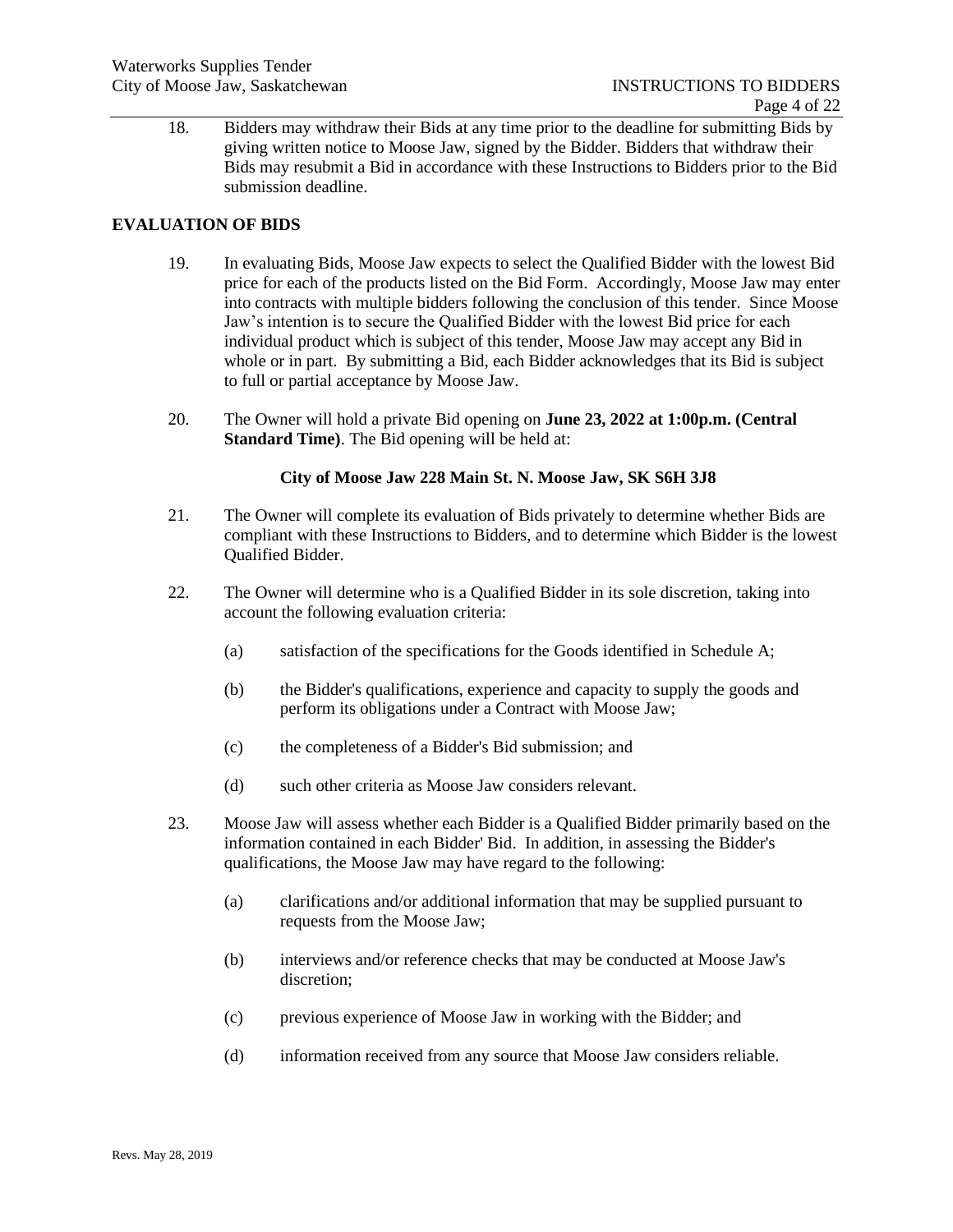18. Bidders may withdraw their Bids at any time prior to the deadline for submitting Bids by giving written notice to Moose Jaw, signed by the Bidder. Bidders that withdraw their Bids may resubmit a Bid in accordance with these Instructions to Bidders prior to the Bid submission deadline.

## EVALUATION OF BIDS

19. In evaluating Bids, Moose Jaw expects to select the Qualified Bidder with the lowest Bid price for each of the products listed on the Bid Form. Accordingly, Moose Jaw may enter into contracts with multiple bidders following the conclusion of this tender. Since Moose Jaw's intention is to secure the Qualified Bidder with the lowest Bid price for each individual product which is subject of this tender, Moose Jaw may accept any Bid in whole or in part. By submitting a Bid, each Bidder acknowledges that its Bid is subject to full or partial acceptance by Moose Jaw.

20. The Owner will hold a private Bid opening on **June 23, 2022 at 1:00p.m. (Central Standard Time)**. The Bid opening will be held at:

    **City of Moose Jaw 228 Main St. N. Moose Jaw, SK S6H 3J8**

21. The Owner will complete its evaluation of Bids privately to determine whether Bids are compliant with these Instructions to Bidders, and to determine which Bidder is the lowest Qualified Bidder.

22. The Owner will determine who is a Qualified Bidder in its sole discretion, taking into account the following evaluation criteria:

    (a) satisfaction of the specifications for the Goods identified in Schedule A;

    (b) the Bidder's qualifications, experience and capacity to supply the goods and perform its obligations under a Contract with Moose Jaw;

    (c) the completeness of a Bidder's Bid submission; and

    (d) such other criteria as Moose Jaw considers relevant.

23. Moose Jaw will assess whether each Bidder is a Qualified Bidder primarily based on the information contained in each Bidder' Bid. In addition, in assessing the Bidder's qualifications, the Moose Jaw may have regard to the following:

    (a) clarifications and/or additional information that may be supplied pursuant to requests from the Moose Jaw;

    (b) interviews and/or reference checks that may be conducted at Moose Jaw's discretion;

    (c) previous experience of Moose Jaw in working with the Bidder; and

    (d) information received from any source that Moose Jaw considers reliable.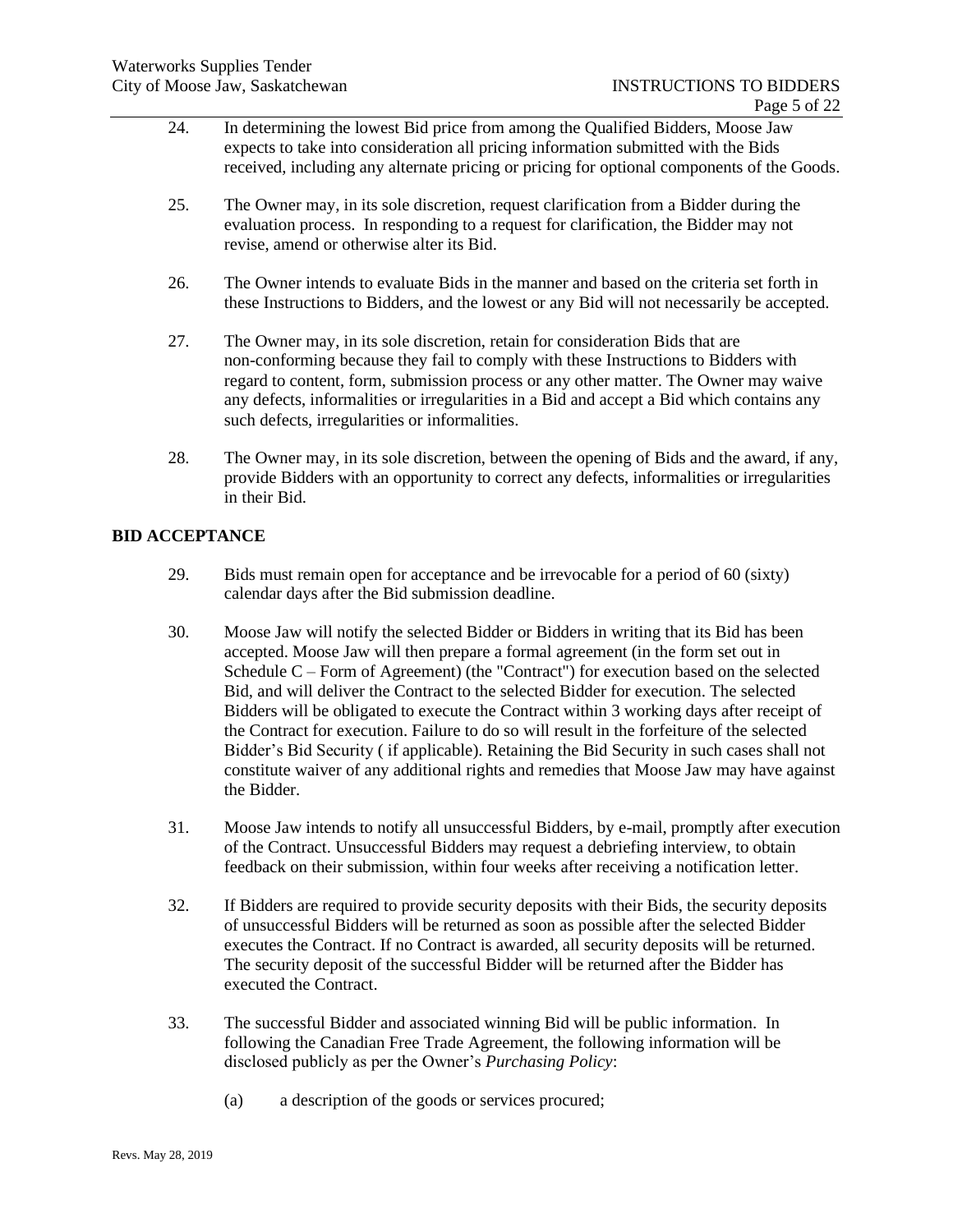24. In determining the lowest Bid price from among the Qualified Bidders, Moose Jaw expects to take into consideration all pricing information submitted with the Bids received, including any alternate pricing or pricing for optional components of the Goods.

25. The Owner may, in its sole discretion, request clarification from a Bidder during the evaluation process. In responding to a request for clarification, the Bidder may not revise, amend or otherwise alter its Bid.

26. The Owner intends to evaluate Bids in the manner and based on the criteria set forth in these Instructions to Bidders, and the lowest or any Bid will not necessarily be accepted.

27. The Owner may, in its sole discretion, retain for consideration Bids that are non-conforming because they fail to comply with these Instructions to Bidders with regard to content, form, submission process or any other matter. The Owner may waive any defects, informalities or irregularities in a Bid and accept a Bid which contains any such defects, irregularities or informalities.

28. The Owner may, in its sole discretion, between the opening of Bids and the award, if any, provide Bidders with an opportunity to correct any defects, informalities or irregularities in their Bid.

**BID ACCEPTANCE**

29. Bids must remain open for acceptance and be irrevocable for a period of 60 (sixty) calendar days after the Bid submission deadline.

30. Moose Jaw will notify the selected Bidder or Bidders in writing that its Bid has been accepted. Moose Jaw will then prepare a formal agreement (in the form set out in Schedule C – Form of Agreement) (the "Contract") for execution based on the selected Bid, and will deliver the Contract to the selected Bidder for execution. The selected Bidders will be obligated to execute the Contract within 3 working days after receipt of the Contract for execution. Failure to do so will result in the forfeiture of the selected Bidder's Bid Security ( if applicable). Retaining the Bid Security in such cases shall not constitute waiver of any additional rights and remedies that Moose Jaw may have against the Bidder.

31. Moose Jaw intends to notify all unsuccessful Bidders, by e-mail, promptly after execution of the Contract. Unsuccessful Bidders may request a debriefing interview, to obtain feedback on their submission, within four weeks after receiving a notification letter.

32. If Bidders are required to provide security deposits with their Bids, the security deposits of unsuccessful Bidders will be returned as soon as possible after the selected Bidder executes the Contract. If no Contract is awarded, all security deposits will be returned. The security deposit of the successful Bidder will be returned after the Bidder has executed the Contract.

33. The successful Bidder and associated winning Bid will be public information. In following the Canadian Free Trade Agreement, the following information will be disclosed publicly as per the Owner's *Purchasing Policy*:

    (a) a description of the goods or services procured;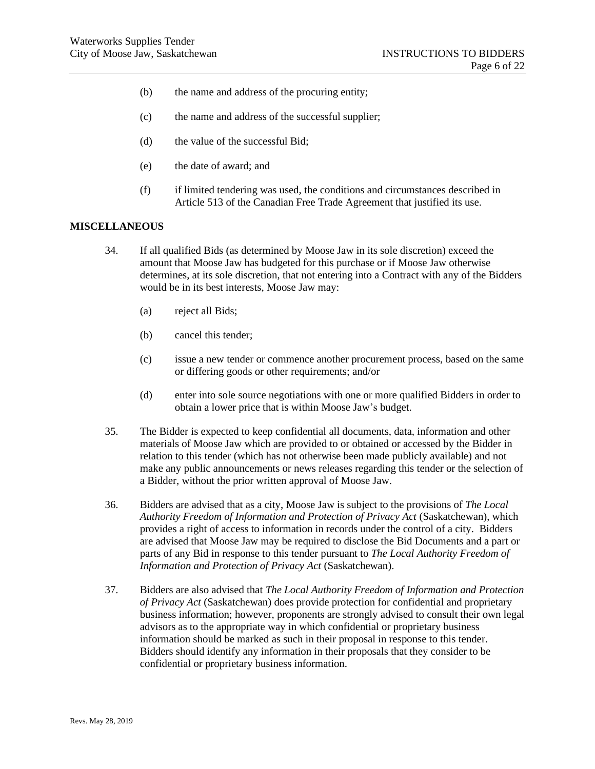(b) the name and address of the procuring entity;

(c) the name and address of the successful supplier;

(d) the value of the successful Bid;

(e) the date of award; and

(f) if limited tendering was used, the conditions and circumstances described in Article 513 of the Canadian Free Trade Agreement that justified its use.

## MISCELLANEOUS

34. If all qualified Bids (as determined by Moose Jaw in its sole discretion) exceed the amount that Moose Jaw has budgeted for this purchase or if Moose Jaw otherwise determines, at its sole discretion, that not entering into a Contract with any of the Bidders would be in its best interests, Moose Jaw may:

    (a) reject all Bids;

    (b) cancel this tender;

    (c) issue a new tender or commence another procurement process, based on the same or differing goods or other requirements; and/or

    (d) enter into sole source negotiations with one or more qualified Bidders in order to obtain a lower price that is within Moose Jaw's budget.

35. The Bidder is expected to keep confidential all documents, data, information and other materials of Moose Jaw which are provided to or obtained or accessed by the Bidder in relation to this tender (which has not otherwise been made publicly available) and not make any public announcements or news releases regarding this tender or the selection of a Bidder, without the prior written approval of Moose Jaw.

36. Bidders are advised that as a city, Moose Jaw is subject to the provisions of *The Local Authority Freedom of Information and Protection of Privacy Act* (Saskatchewan), which provides a right of access to information in records under the control of a city. Bidders are advised that Moose Jaw may be required to disclose the Bid Documents and a part or parts of any Bid in response to this tender pursuant to *The Local Authority Freedom of Information and Protection of Privacy Act* (Saskatchewan).

37. Bidders are also advised that *The Local Authority Freedom of Information and Protection of Privacy Act* (Saskatchewan) does provide protection for confidential and proprietary business information; however, proponents are strongly advised to consult their own legal advisors as to the appropriate way in which confidential or proprietary business information should be marked as such in their proposal in response to this tender. Bidders should identify any information in their proposals that they consider to be confidential or proprietary business information.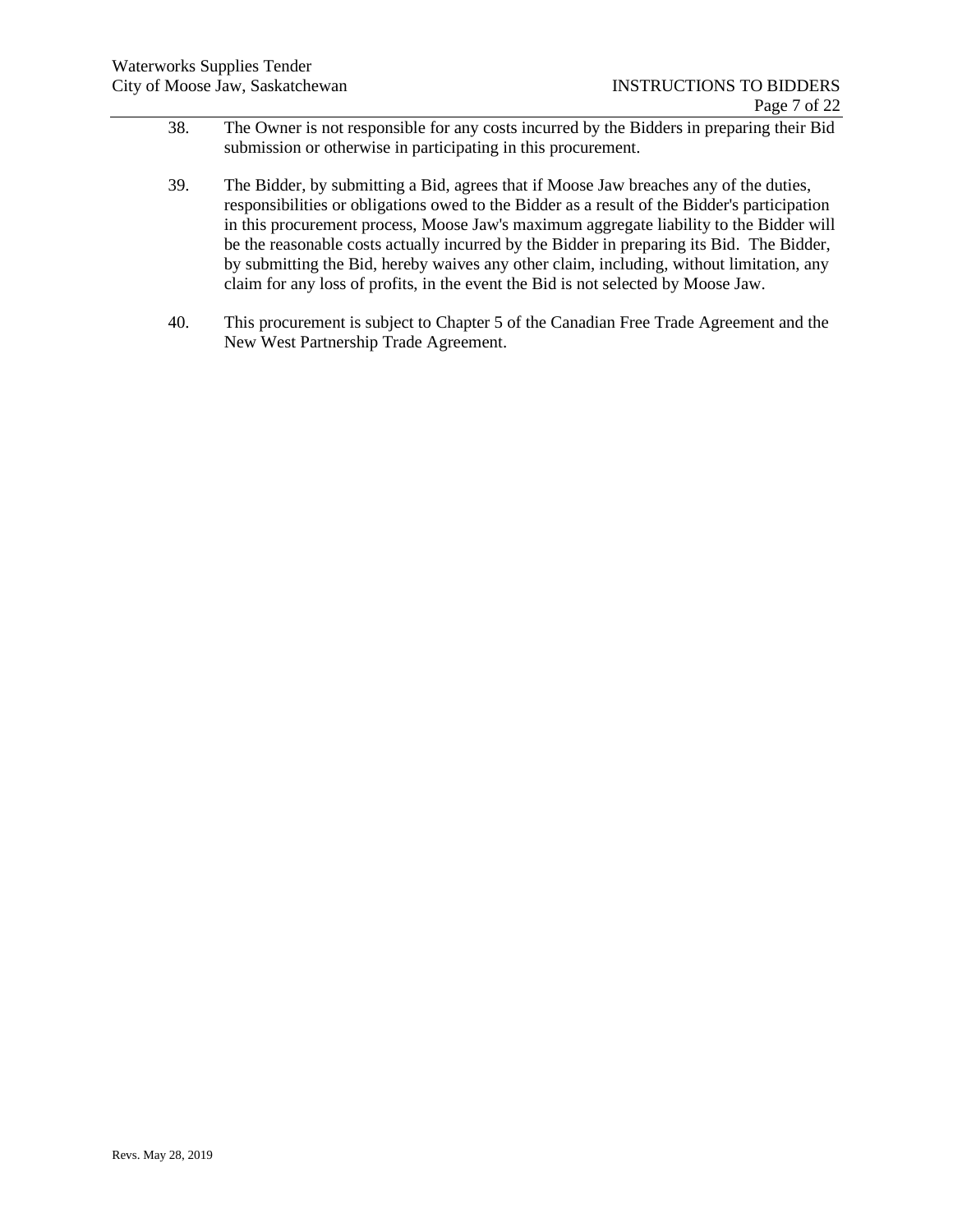38. The Owner is not responsible for any costs incurred by the Bidders in preparing their Bid submission or otherwise in participating in this procurement.

39. The Bidder, by submitting a Bid, agrees that if Moose Jaw breaches any of the duties, responsibilities or obligations owed to the Bidder as a result of the Bidder's participation in this procurement process, Moose Jaw's maximum aggregate liability to the Bidder will be the reasonable costs actually incurred by the Bidder in preparing its Bid. The Bidder, by submitting the Bid, hereby waives any other claim, including, without limitation, any claim for any loss of profits, in the event the Bid is not selected by Moose Jaw.

40. This procurement is subject to Chapter 5 of the Canadian Free Trade Agreement and the New West Partnership Trade Agreement.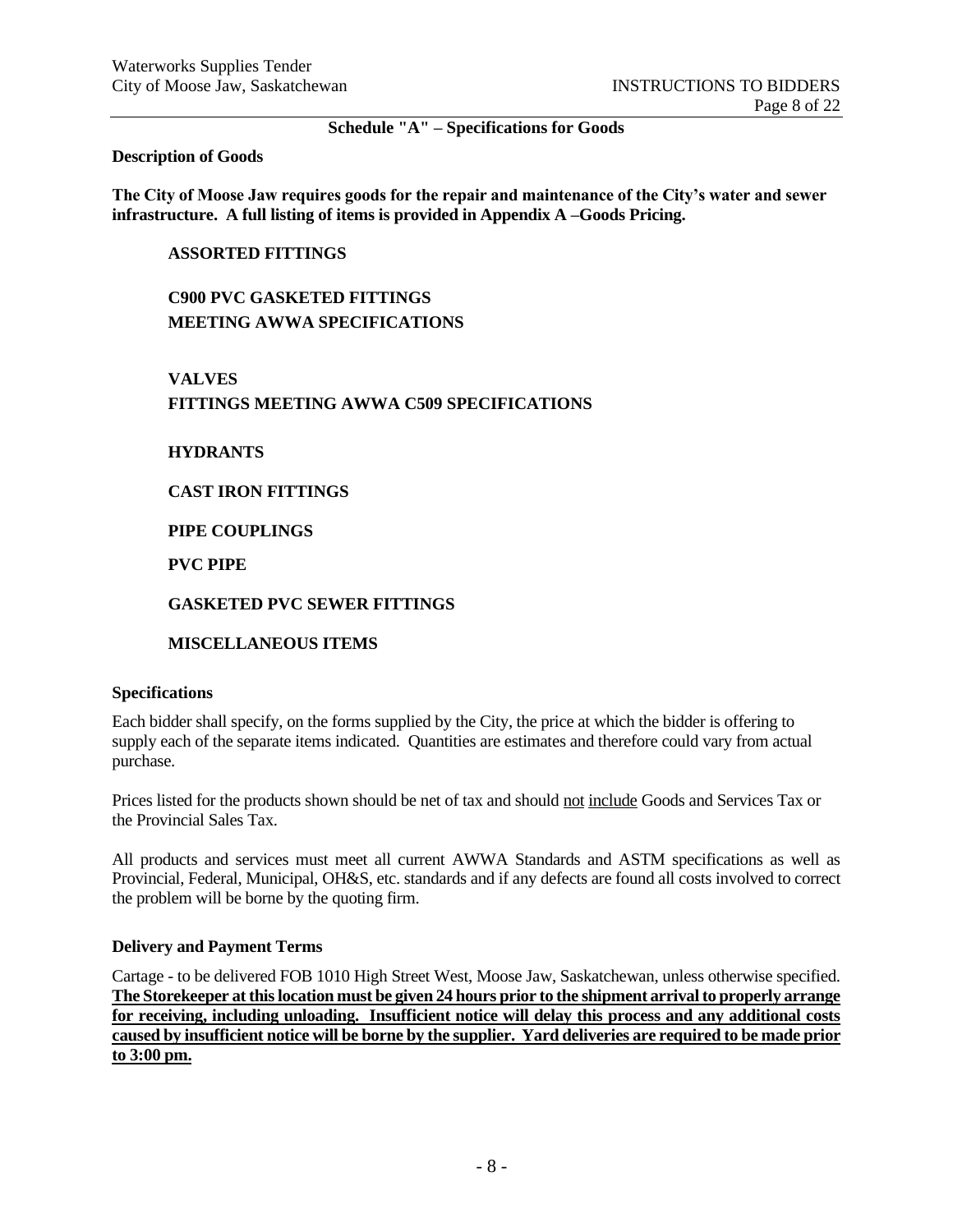## Schedule "A" – Specifications for Goods

**Description of Goods**

**The City of Moose Jaw requires goods for the repair and maintenance of the City's water and sewer infrastructure. A full listing of items is provided in Appendix A –Goods Pricing.**

**ASSORTED FITTINGS**

**C900 PVC GASKETED FITTINGS**
**MEETING AWWA SPECIFICATIONS**

**VALVES**
**FITTINGS MEETING AWWA C509 SPECIFICATIONS**

**HYDRANTS**

**CAST IRON FITTINGS**

**PIPE COUPLINGS**

**PVC PIPE**

**GASKETED PVC SEWER FITTINGS**

**MISCELLANEOUS ITEMS**

**Specifications**

Each bidder shall specify, on the forms supplied by the City, the price at which the bidder is offering to supply each of the separate items indicated. Quantities are estimates and therefore could vary from actual purchase.

Prices listed for the products shown should be net of tax and should <u>not</u> <u>include</u> Goods and Services Tax or the Provincial Sales Tax.

All products and services must meet all current AWWA Standards and ASTM specifications as well as Provincial, Federal, Municipal, OH&S, etc. standards and if any defects are found all costs involved to correct the problem will be borne by the quoting firm.

**Delivery and Payment Terms**

Cartage - to be delivered FOB 1010 High Street West, Moose Jaw, Saskatchewan, unless otherwise specified. **<u>The Storekeeper at this location must be given 24 hours prior to the shipment arrival to properly arrange for receiving, including unloading. Insufficient notice will delay this process and any additional costs caused by insufficient notice will be borne by the supplier. Yard deliveries are required to be made prior to 3:00 pm.</u>**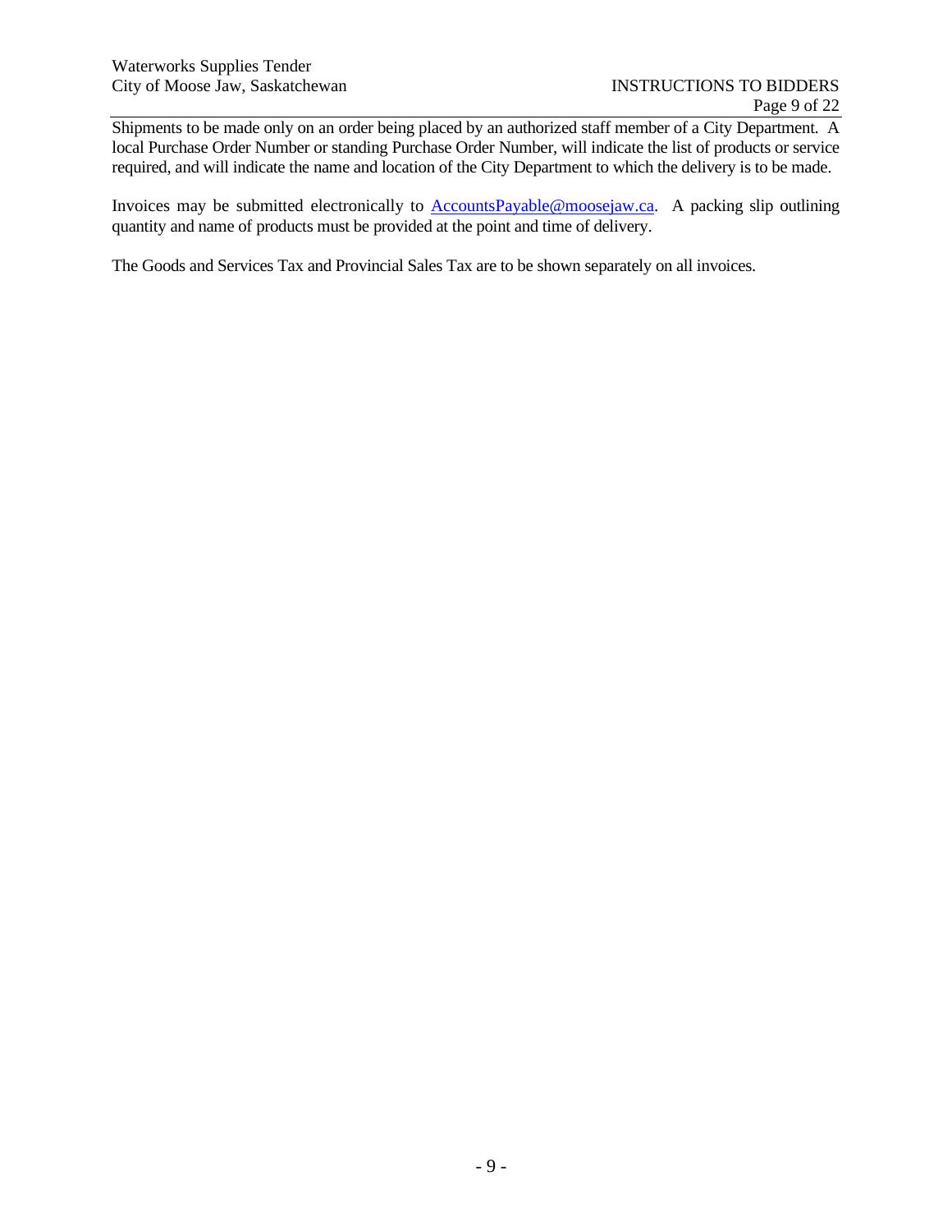Shipments to be made only on an order being placed by an authorized staff member of a City Department. A local Purchase Order Number or standing Purchase Order Number, will indicate the list of products or service required, and will indicate the name and location of the City Department to which the delivery is to be made.

Invoices may be submitted electronically to AccountsPayable@moosejaw.ca. A packing slip outlining quantity and name of products must be provided at the point and time of delivery.

The Goods and Services Tax and Provincial Sales Tax are to be shown separately on all invoices.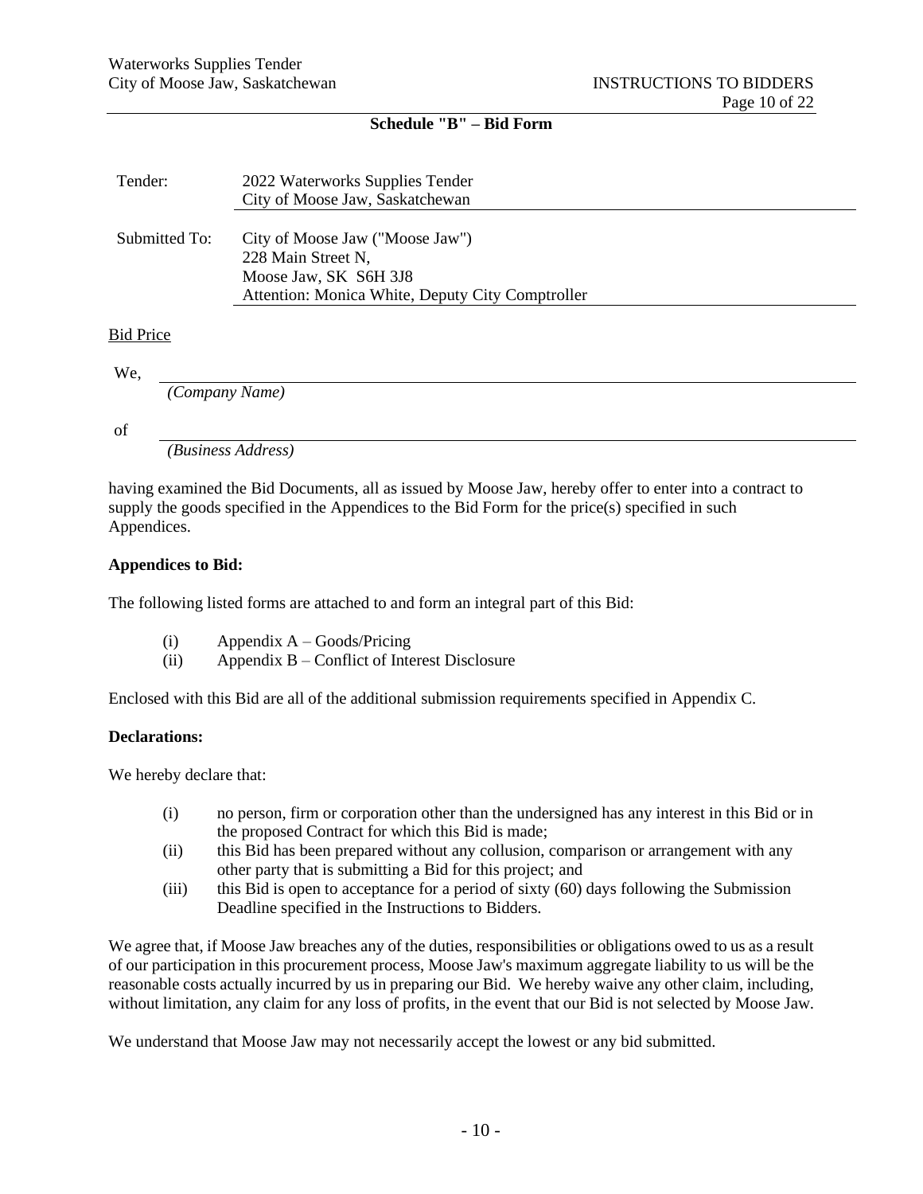**Schedule "B" – Bid Form**

| | |
|---|---|
| Tender: | 2022 Waterworks Supplies Tender<br>City of Moose Jaw, Saskatchewan |
| Submitted To: | City of Moose Jaw ("Moose Jaw")<br>228 Main Street N,<br>Moose Jaw, SK S6H 3J8<br>Attention: Monica White, Deputy City Comptroller |

Bid Price

We, ______________________________________________
*(Company Name)*

of ______________________________________________
*(Business Address)*

having examined the Bid Documents, all as issued by Moose Jaw, hereby offer to enter into a contract to supply the goods specified in the Appendices to the Bid Form for the price(s) specified in such Appendices.

**Appendices to Bid:**

The following listed forms are attached to and form an integral part of this Bid:

(i) Appendix A – Goods/Pricing
(ii) Appendix B – Conflict of Interest Disclosure

Enclosed with this Bid are all of the additional submission requirements specified in Appendix C.

**Declarations:**

We hereby declare that:

(i) no person, firm or corporation other than the undersigned has any interest in this Bid or in the proposed Contract for which this Bid is made;
(ii) this Bid has been prepared without any collusion, comparison or arrangement with any other party that is submitting a Bid for this project; and
(iii) this Bid is open to acceptance for a period of sixty (60) days following the Submission Deadline specified in the Instructions to Bidders.

We agree that, if Moose Jaw breaches any of the duties, responsibilities or obligations owed to us as a result of our participation in this procurement process, Moose Jaw's maximum aggregate liability to us will be the reasonable costs actually incurred by us in preparing our Bid. We hereby waive any other claim, including, without limitation, any claim for any loss of profits, in the event that our Bid is not selected by Moose Jaw.

We understand that Moose Jaw may not necessarily accept the lowest or any bid submitted.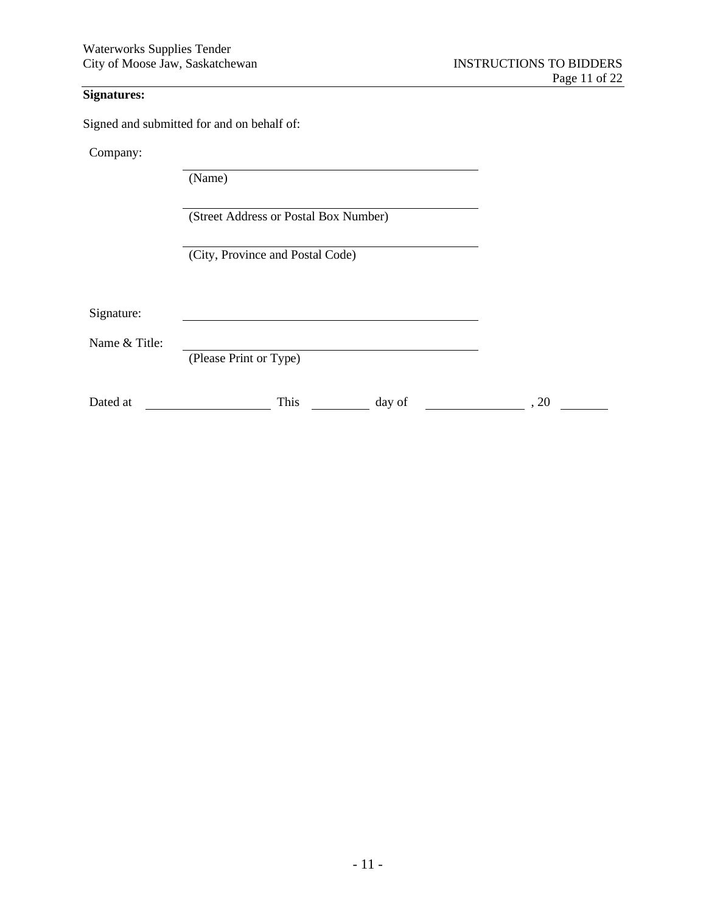**Signatures:**

Signed and submitted for and on behalf of:

Company:

\_\_\_\_\_\_\_\_\_\_\_\_\_\_\_\_\_\_\_\_\_\_\_\_\_\_\_\_\_\_\_\_\_\_\_\_\_\_\_\_
(Name)

\_\_\_\_\_\_\_\_\_\_\_\_\_\_\_\_\_\_\_\_\_\_\_\_\_\_\_\_\_\_\_\_\_\_\_\_\_\_\_\_
(Street Address or Postal Box Number)

\_\_\_\_\_\_\_\_\_\_\_\_\_\_\_\_\_\_\_\_\_\_\_\_\_\_\_\_\_\_\_\_\_\_\_\_\_\_\_\_
(City, Province and Postal Code)

Signature: \_\_\_\_\_\_\_\_\_\_\_\_\_\_\_\_\_\_\_\_\_\_\_\_\_\_\_\_\_\_\_\_\_\_\_\_\_\_\_\_

Name & Title: \_\_\_\_\_\_\_\_\_\_\_\_\_\_\_\_\_\_\_\_\_\_\_\_\_\_\_\_\_\_\_\_\_\_\_\_\_\_\_\_
(Please Print or Type)

Dated at \_\_\_\_\_\_\_\_\_\_\_\_\_\_\_\_ This \_\_\_\_\_\_\_\_ day of \_\_\_\_\_\_\_\_\_\_\_\_\_\_ , 20 \_\_\_\_\_\_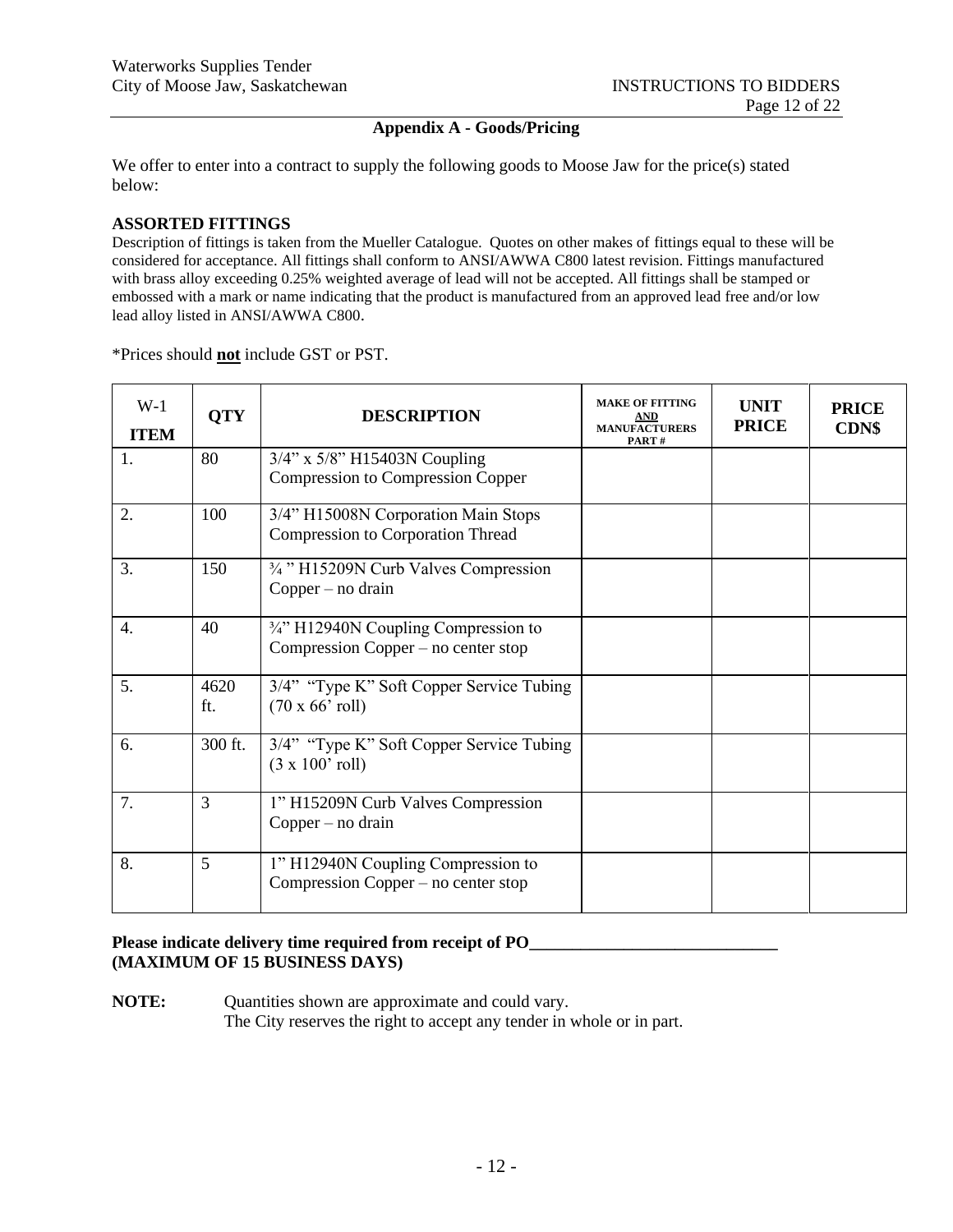## Appendix A - Goods/Pricing

We offer to enter into a contract to supply the following goods to Moose Jaw for the price(s) stated below:

**ASSORTED FITTINGS**

Description of fittings is taken from the Mueller Catalogue. Quotes on other makes of fittings equal to these will be considered for acceptance. All fittings shall conform to ANSI/AWWA C800 latest revision. Fittings manufactured with brass alloy exceeding 0.25% weighted average of lead will not be accepted. All fittings shall be stamped or embossed with a mark or name indicating that the product is manufactured from an approved lead free and/or low lead alloy listed in ANSI/AWWA C800.

*Prices should **not** include GST or PST.

| W-1 ITEM | QTY | DESCRIPTION | MAKE OF FITTING AND MANUFACTURERS PART # | UNIT PRICE | PRICE CDN$ |
|---|---|---|---|---|---|
| 1. | 80 | 3/4" x 5/8" H15403N Coupling Compression to Compression Copper | | | |
| 2. | 100 | 3/4" H15008N Corporation Main Stops Compression to Corporation Thread | | | |
| 3. | 150 | ¾ " H15209N Curb Valves Compression Copper – no drain | | | |
| 4. | 40 | ¾" H12940N Coupling Compression to Compression Copper – no center stop | | | |
| 5. | 4620 ft. | 3/4" "Type K" Soft Copper Service Tubing (70 x 66' roll) | | | |
| 6. | 300 ft. | 3/4" "Type K" Soft Copper Service Tubing (3 x 100' roll) | | | |
| 7. | 3 | 1" H15209N Curb Valves Compression Copper – no drain | | | |
| 8. | 5 | 1" H12940N Coupling Compression to Compression Copper – no center stop | | | |

**Please indicate delivery time required from receipt of PO____________________________**
**(MAXIMUM OF 15 BUSINESS DAYS)**

**NOTE:** Quantities shown are approximate and could vary.
The City reserves the right to accept any tender in whole or in part.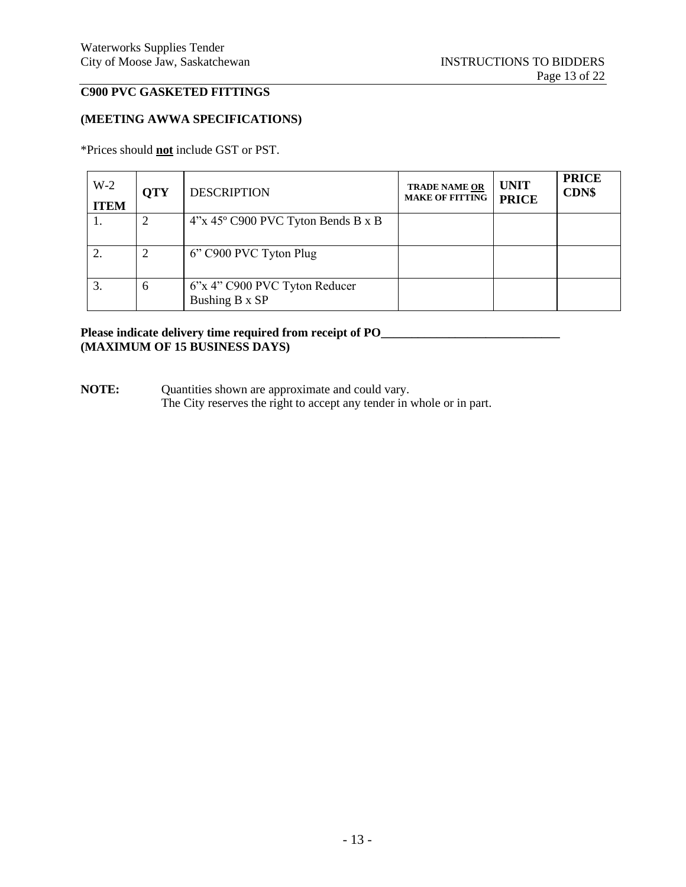**C900 PVC GASKETED FITTINGS**

**(MEETING AWWA SPECIFICATIONS)**

*Prices should **not** include GST or PST.

| W-2 ITEM | QTY | DESCRIPTION | TRADE NAME OR MAKE OF FITTING | UNIT PRICE | PRICE CDN$ |
|---|---|---|---|---|---|
| 1. | 2 | 4"x 45º C900 PVC Tyton Bends B x B | | | |
| 2. | 2 | 6" C900 PVC Tyton Plug | | | |
| 3. | 6 | 6"x 4" C900 PVC Tyton Reducer Bushing B x SP | | | |

**Please indicate delivery time required from receipt of PO\_\_\_\_\_\_\_\_\_\_\_\_\_\_\_\_\_\_\_\_\_\_\_\_\_\_\_\_\_**
**(MAXIMUM OF 15 BUSINESS DAYS)**

**NOTE:** Quantities shown are approximate and could vary.
The City reserves the right to accept any tender in whole or in part.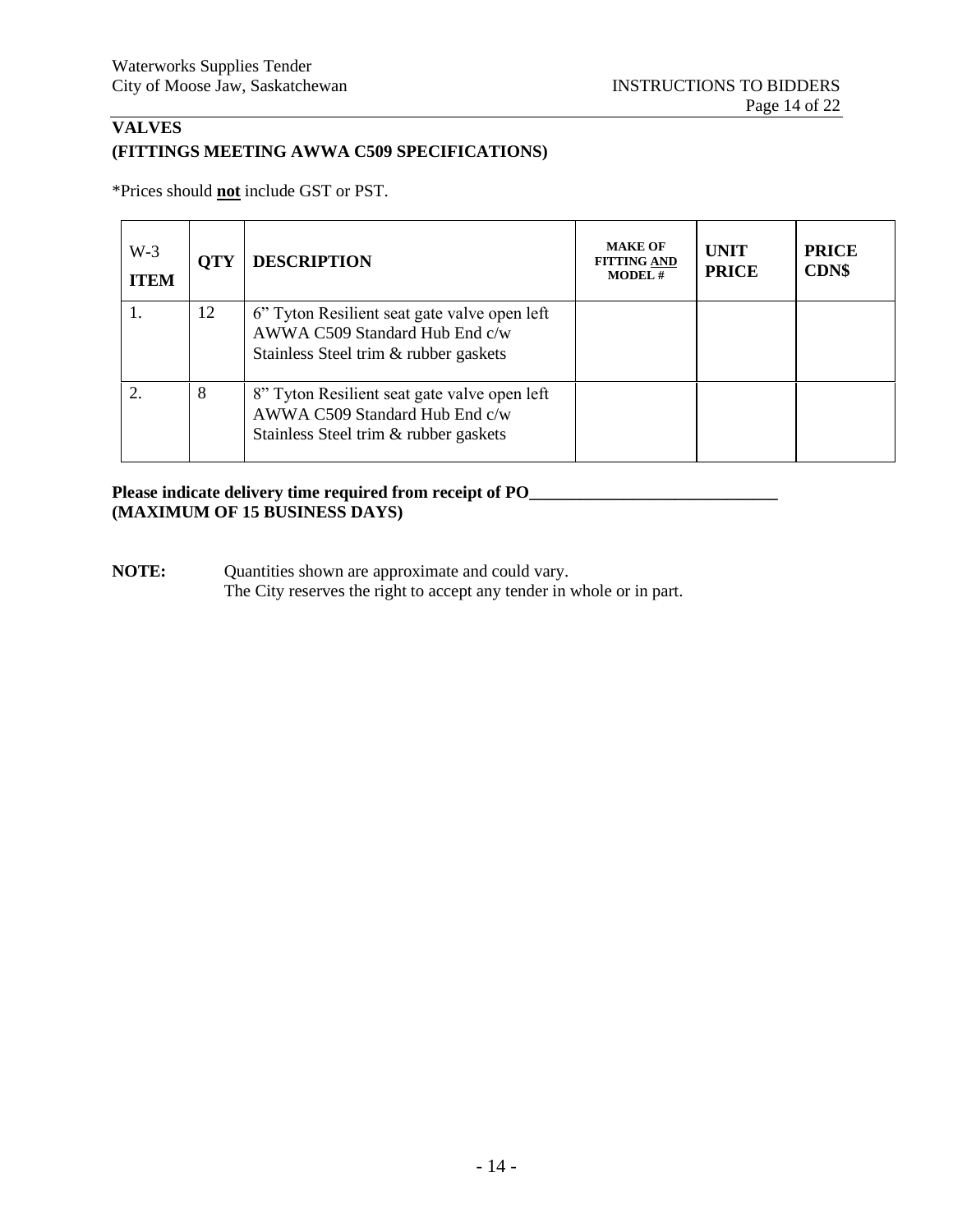## VALVES
## (FITTINGS MEETING AWWA C509 SPECIFICATIONS)

*Prices should **not** include GST or PST.

| W-3 ITEM | QTY | DESCRIPTION | MAKE OF FITTING AND MODEL # | UNIT PRICE | PRICE CDN$ |
|---|---|---|---|---|---|
| 1. | 12 | 6" Tyton Resilient seat gate valve open left AWWA C509 Standard Hub End c/w Stainless Steel trim & rubber gaskets | | | |
| 2. | 8 | 8" Tyton Resilient seat gate valve open left AWWA C509 Standard Hub End c/w Stainless Steel trim & rubber gaskets | | | |

**Please indicate delivery time required from receipt of PO_____________________________**
**(MAXIMUM OF 15 BUSINESS DAYS)**

**NOTE:** Quantities shown are approximate and could vary.
The City reserves the right to accept any tender in whole or in part.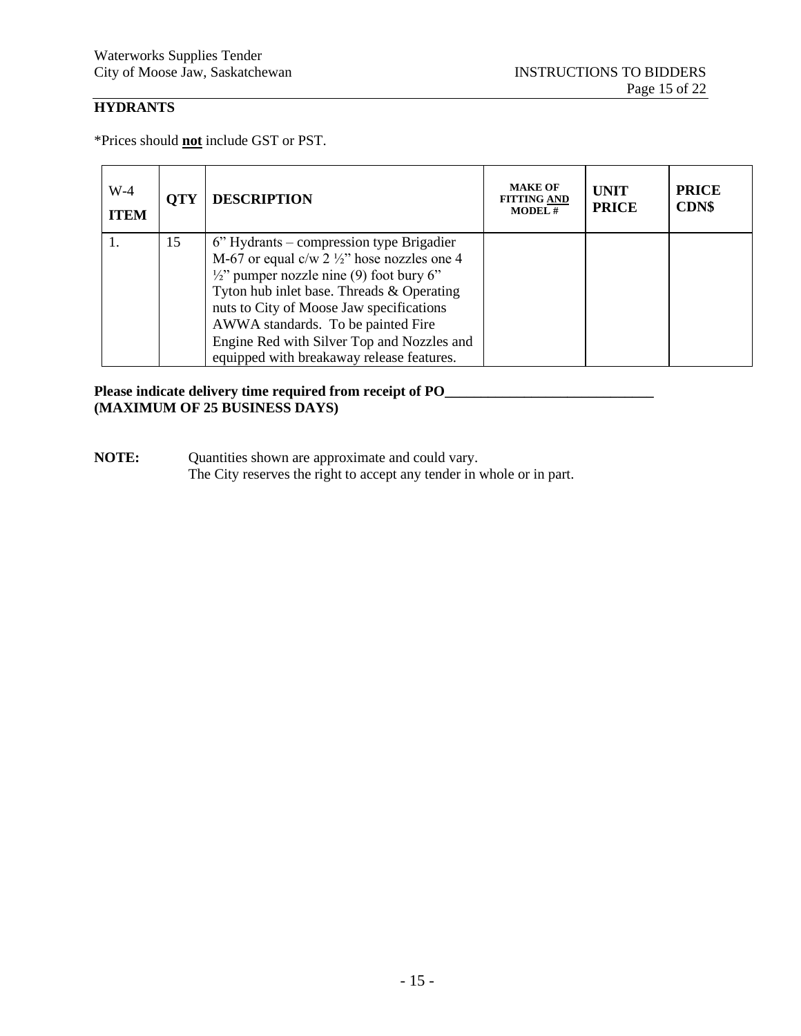## HYDRANTS

*Prices should **not** include GST or PST.

| W-4 ITEM | QTY | DESCRIPTION | MAKE OF FITTING AND MODEL # | UNIT PRICE | PRICE CDN$ |
|---|---|---|---|---|---|
| 1. | 15 | 6" Hydrants – compression type Brigadier M-67 or equal c/w 2 ½" hose nozzles one 4 ½" pumper nozzle nine (9) foot bury 6" Tyton hub inlet base. Threads & Operating nuts to City of Moose Jaw specifications AWWA standards. To be painted Fire Engine Red with Silver Top and Nozzles and equipped with breakaway release features. | | | |

**Please indicate delivery time required from receipt of PO\_\_\_\_\_\_\_\_\_\_\_\_\_\_\_\_\_\_\_\_\_\_\_\_\_\_\_\_\_\_**
**(MAXIMUM OF 25 BUSINESS DAYS)**

**NOTE:** Quantities shown are approximate and could vary.
The City reserves the right to accept any tender in whole or in part.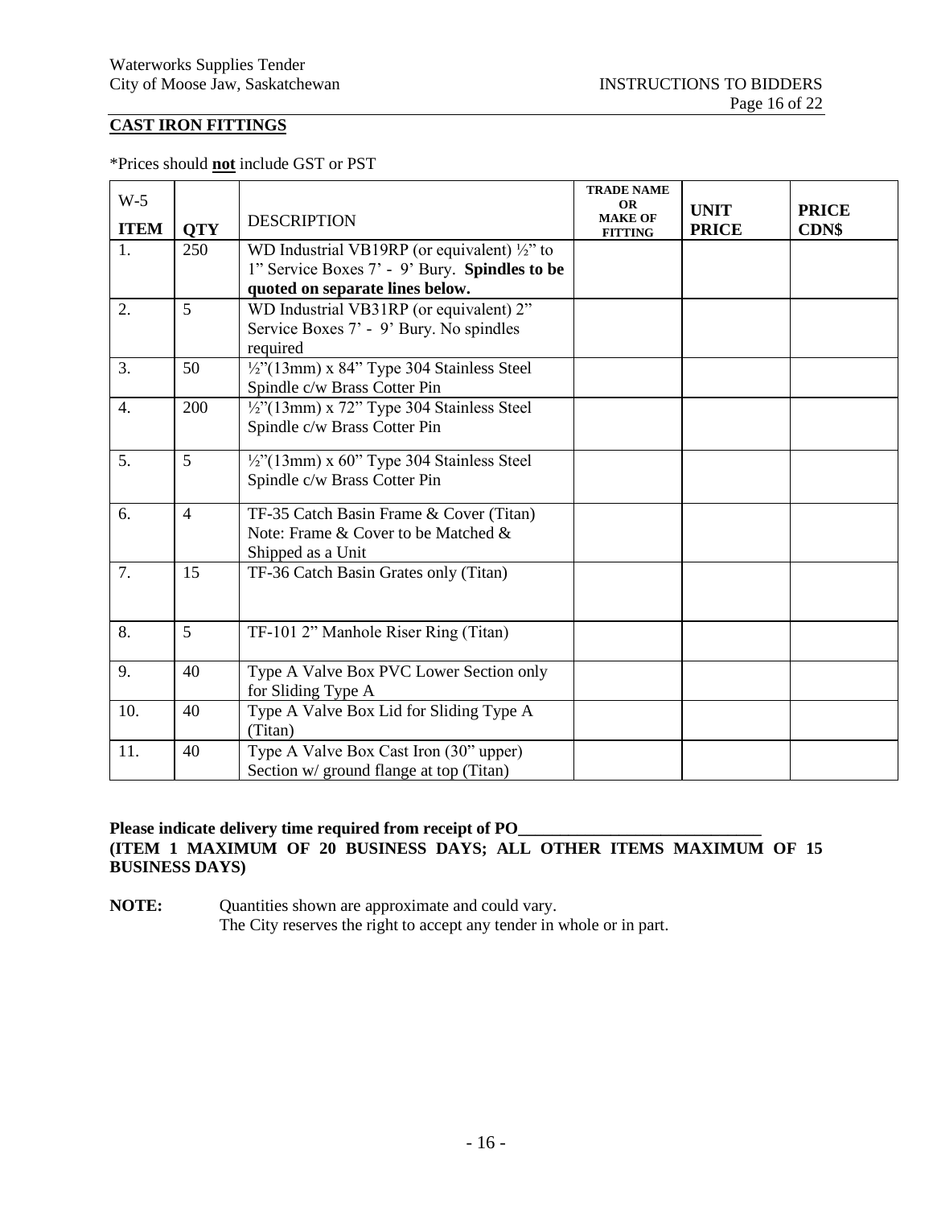## CAST IRON FITTINGS

*Prices should **not** include GST or PST

| W-5<br>**ITEM** | **QTY** | DESCRIPTION | **TRADE NAME OR MAKE OF FITTING** | **UNIT PRICE** | **PRICE CDN$** |
|---|---|---|---|---|---|
| 1. | 250 | WD Industrial VB19RP (or equivalent) ½" to 1" Service Boxes 7' - 9' Bury. **Spindles to be quoted on separate lines below.** | | | |
| 2. | 5 | WD Industrial VB31RP (or equivalent) 2" Service Boxes 7' - 9' Bury. No spindles required | | | |
| 3. | 50 | ½"(13mm) x 84" Type 304 Stainless Steel Spindle c/w Brass Cotter Pin | | | |
| 4. | 200 | ½"(13mm) x 72" Type 304 Stainless Steel Spindle c/w Brass Cotter Pin | | | |
| 5. | 5 | ½"(13mm) x 60" Type 304 Stainless Steel Spindle c/w Brass Cotter Pin | | | |
| 6. | 4 | TF-35 Catch Basin Frame & Cover (Titan) Note: Frame & Cover to be Matched & Shipped as a Unit | | | |
| 7. | 15 | TF-36 Catch Basin Grates only (Titan) | | | |
| 8. | 5 | TF-101 2" Manhole Riser Ring (Titan) | | | |
| 9. | 40 | Type A Valve Box PVC Lower Section only for Sliding Type A | | | |
| 10. | 40 | Type A Valve Box Lid for Sliding Type A (Titan) | | | |
| 11. | 40 | Type A Valve Box Cast Iron (30" upper) Section w/ ground flange at top (Titan) | | | |

**Please indicate delivery time required from receipt of PO______________________________**
**(ITEM 1 MAXIMUM OF 20 BUSINESS DAYS; ALL OTHER ITEMS MAXIMUM OF 15 BUSINESS DAYS)**

**NOTE:** Quantities shown are approximate and could vary.
The City reserves the right to accept any tender in whole or in part.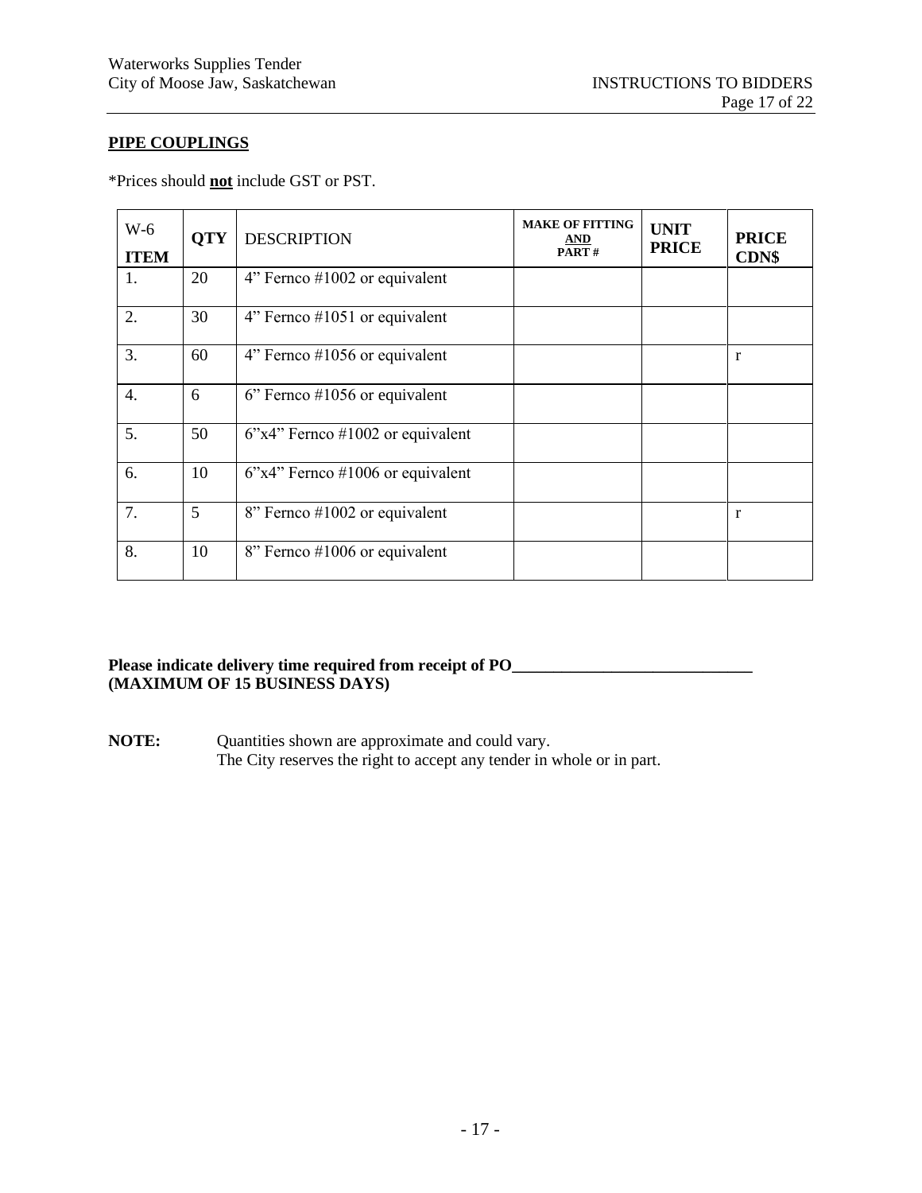## PIPE COUPLINGS

*Prices should **not** include GST or PST.

| W-6 ITEM | QTY | DESCRIPTION | MAKE OF FITTING AND PART # | UNIT PRICE | PRICE CDN$ |
|---|---|---|---|---|---|
| 1. | 20 | 4" Fernco #1002 or equivalent | | | |
| 2. | 30 | 4" Fernco #1051 or equivalent | | | |
| 3. | 60 | 4" Fernco #1056 or equivalent | | | r |
| 4. | 6 | 6" Fernco #1056 or equivalent | | | |
| 5. | 50 | 6"x4" Fernco #1002 or equivalent | | | |
| 6. | 10 | 6"x4" Fernco #1006 or equivalent | | | |
| 7. | 5 | 8" Fernco #1002 or equivalent | | | r |
| 8. | 10 | 8" Fernco #1006 or equivalent | | | |

**Please indicate delivery time required from receipt of PO_____________________________**
**(MAXIMUM OF 15 BUSINESS DAYS)**

**NOTE:** Quantities shown are approximate and could vary.
The City reserves the right to accept any tender in whole or in part.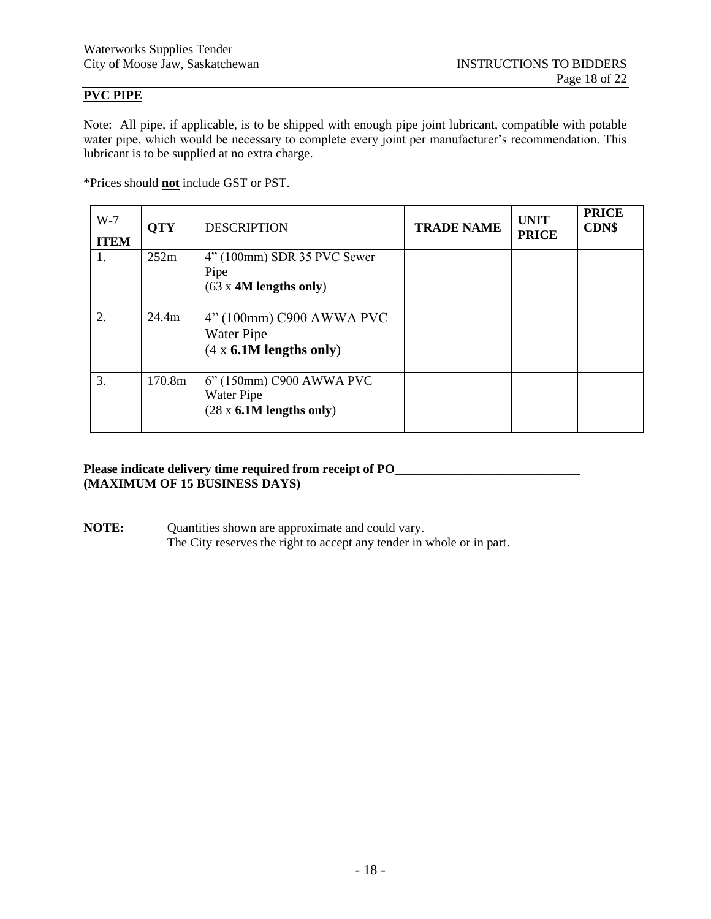## PVC PIPE

Note: All pipe, if applicable, is to be shipped with enough pipe joint lubricant, compatible with potable water pipe, which would be necessary to complete every joint per manufacturer's recommendation. This lubricant is to be supplied at no extra charge.

*Prices should **not** include GST or PST.

| W-7 **ITEM** | **QTY** | DESCRIPTION | **TRADE NAME** | **UNIT PRICE** | **PRICE CDN$** |
|---|---|---|---|---|---|
| 1. | 252m | 4" (100mm) SDR 35 PVC Sewer Pipe (63 x **4M lengths only**) | | | |
| 2. | 24.4m | 4" (100mm) C900 AWWA PVC Water Pipe (4 x **6.1M lengths only**) | | | |
| 3. | 170.8m | 6" (150mm) C900 AWWA PVC Water Pipe (28 x **6.1M lengths only**) | | | |

**Please indicate delivery time required from receipt of PO\_\_\_\_\_\_\_\_\_\_\_\_\_\_\_\_\_\_\_\_\_\_\_\_\_\_\_\_\_**
**(MAXIMUM OF 15 BUSINESS DAYS)**

**NOTE:** Quantities shown are approximate and could vary.
The City reserves the right to accept any tender in whole or in part.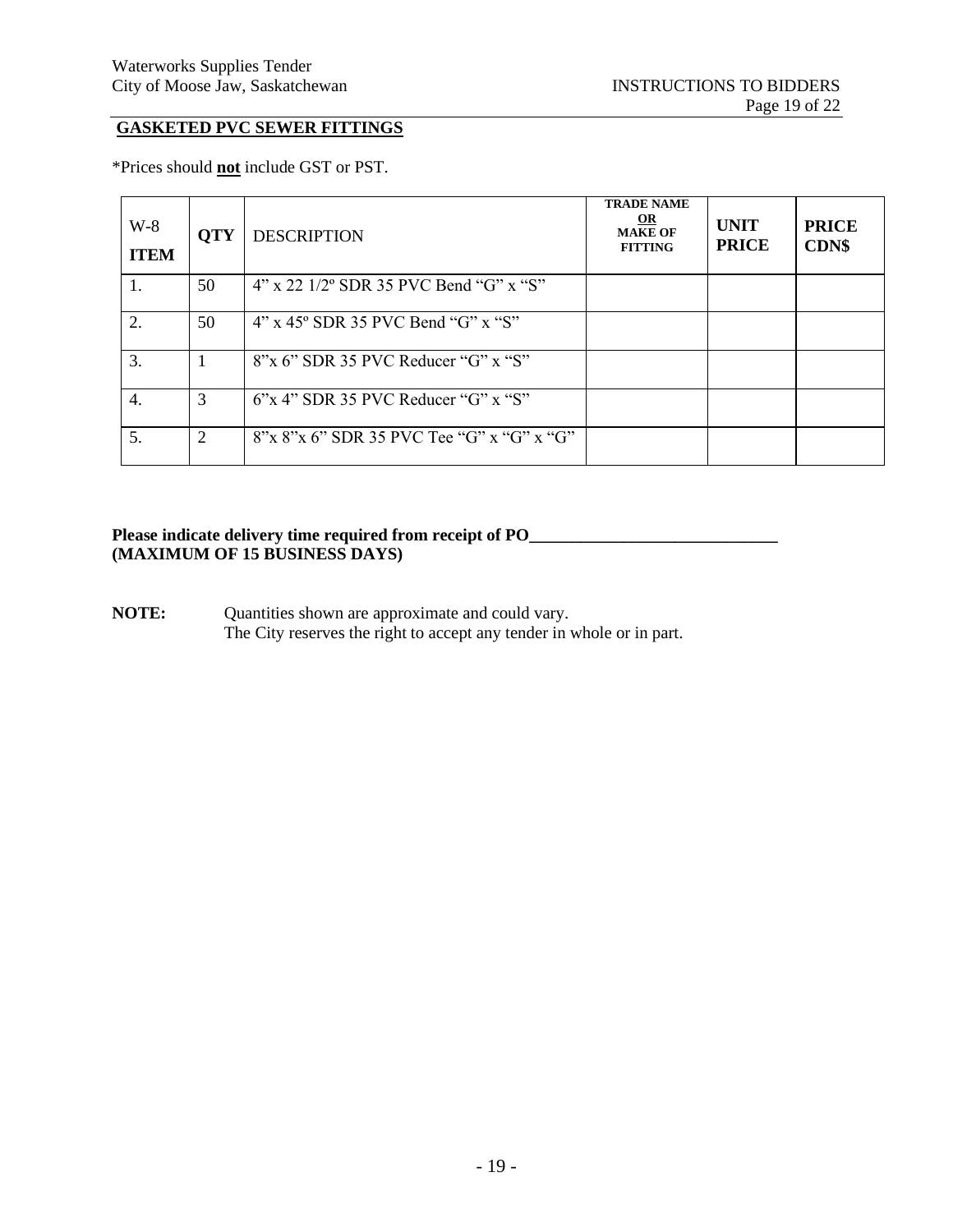## GASKETED PVC SEWER FITTINGS

*Prices should **not** include GST or PST.

| W-8 ITEM | QTY | DESCRIPTION | TRADE NAME OR MAKE OF FITTING | UNIT PRICE | PRICE CDN$ |
|---|---|---|---|---|---|
| 1. | 50 | 4" x 22 1/2º SDR 35 PVC Bend "G" x "S" | | | |
| 2. | 50 | 4" x 45º SDR 35 PVC Bend "G" x "S" | | | |
| 3. | 1 | 8"x 6" SDR 35 PVC Reducer "G" x "S" | | | |
| 4. | 3 | 6"x 4" SDR 35 PVC Reducer "G" x "S" | | | |
| 5. | 2 | 8"x 8"x 6" SDR 35 PVC Tee "G" x "G" x "G" | | | |

**Please indicate delivery time required from receipt of PO______________________________**
**(MAXIMUM OF 15 BUSINESS DAYS)**

**NOTE:** Quantities shown are approximate and could vary.
The City reserves the right to accept any tender in whole or in part.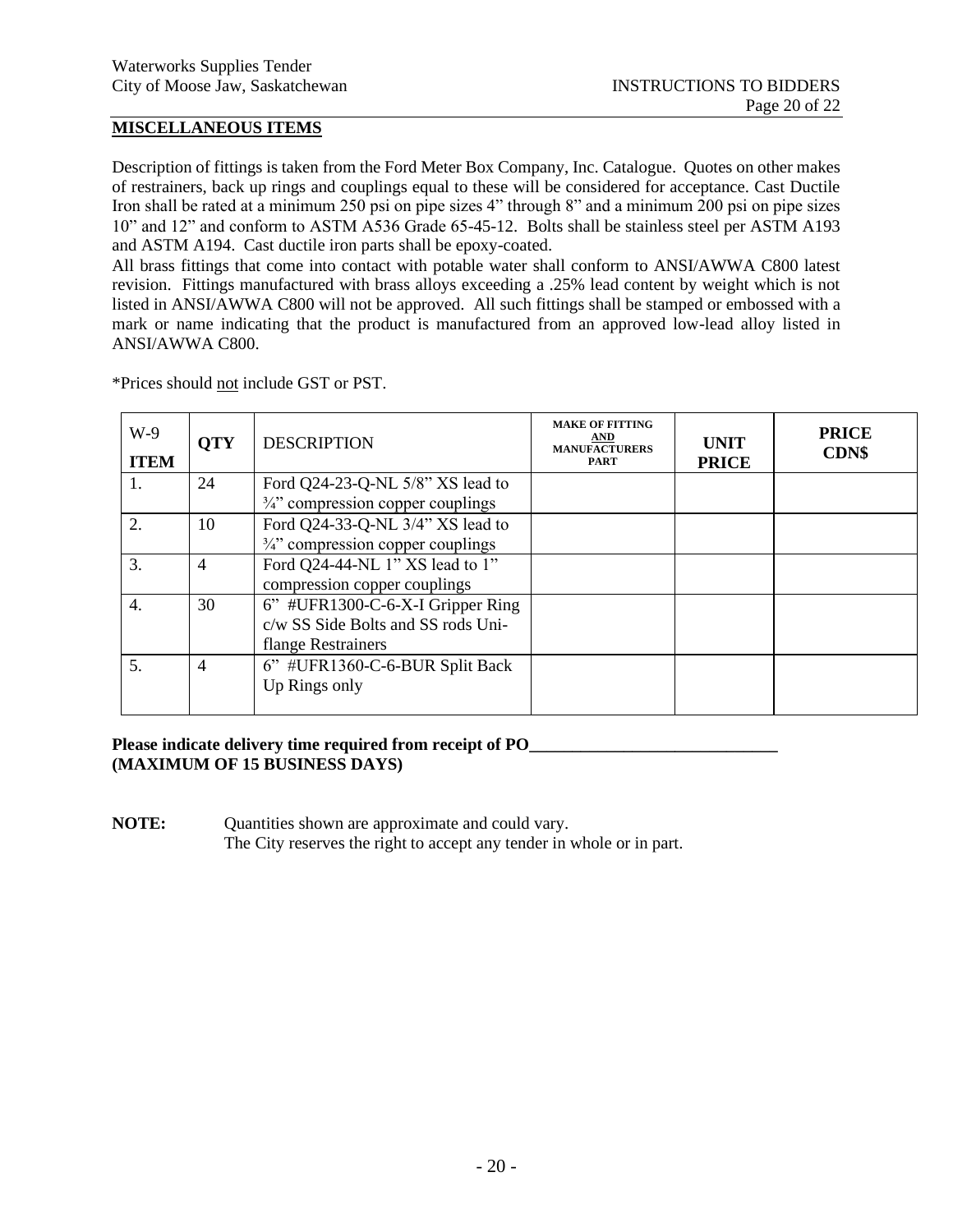## MISCELLANEOUS ITEMS

Description of fittings is taken from the Ford Meter Box Company, Inc. Catalogue. Quotes on other makes of restrainers, back up rings and couplings equal to these will be considered for acceptance. Cast Ductile Iron shall be rated at a minimum 250 psi on pipe sizes 4" through 8" and a minimum 200 psi on pipe sizes 10" and 12" and conform to ASTM A536 Grade 65-45-12. Bolts shall be stainless steel per ASTM A193 and ASTM A194. Cast ductile iron parts shall be epoxy-coated.

All brass fittings that come into contact with potable water shall conform to ANSI/AWWA C800 latest revision. Fittings manufactured with brass alloys exceeding a .25% lead content by weight which is not listed in ANSI/AWWA C800 will not be approved. All such fittings shall be stamped or embossed with a mark or name indicating that the product is manufactured from an approved low-lead alloy listed in ANSI/AWWA C800.

*Prices should not include GST or PST.

| W-9 ITEM | QTY | DESCRIPTION | MAKE OF FITTING AND MANUFACTURERS PART | UNIT PRICE | PRICE CDN$ |
|---|---|---|---|---|---|
| 1. | 24 | Ford Q24-23-Q-NL 5/8" XS lead to ¾" compression copper couplings | | | |
| 2. | 10 | Ford Q24-33-Q-NL 3/4" XS lead to ¾" compression copper couplings | | | |
| 3. | 4 | Ford Q24-44-NL 1" XS lead to 1" compression copper couplings | | | |
| 4. | 30 | 6" #UFR1300-C-6-X-I Gripper Ring c/w SS Side Bolts and SS rods Uni-flange Restrainers | | | |
| 5. | 4 | 6" #UFR1360-C-6-BUR Split Back Up Rings only | | | |

**Please indicate delivery time required from receipt of PO______________________________**
**(MAXIMUM OF 15 BUSINESS DAYS)**

**NOTE:** Quantities shown are approximate and could vary.
The City reserves the right to accept any tender in whole or in part.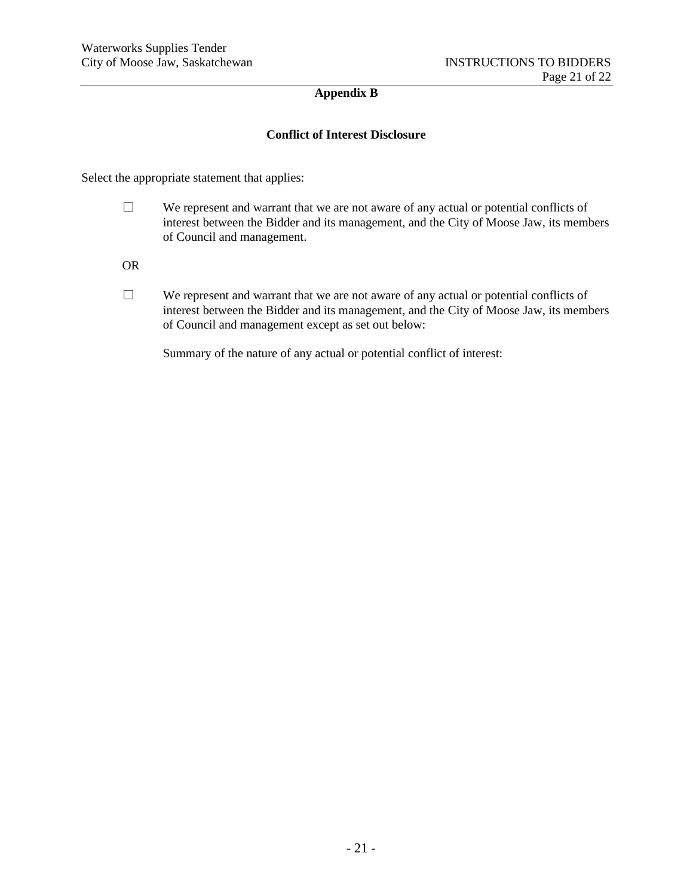## Appendix B

### Conflict of Interest Disclosure

Select the appropriate statement that applies:

☐ We represent and warrant that we are not aware of any actual or potential conflicts of interest between the Bidder and its management, and the City of Moose Jaw, its members of Council and management.

OR

☐ We represent and warrant that we are not aware of any actual or potential conflicts of interest between the Bidder and its management, and the City of Moose Jaw, its members of Council and management except as set out below:

Summary of the nature of any actual or potential conflict of interest: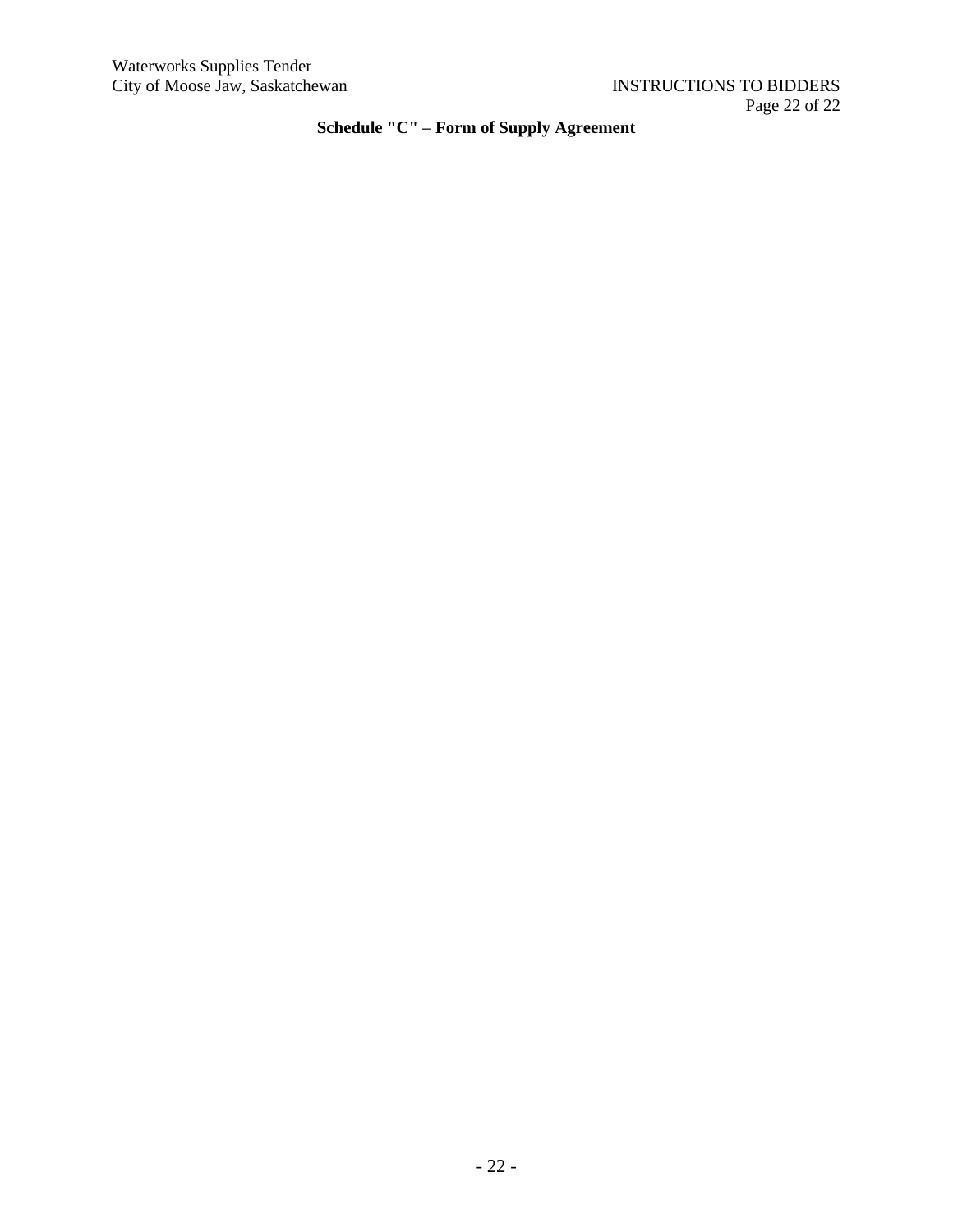**Schedule "C" – Form of Supply Agreement**